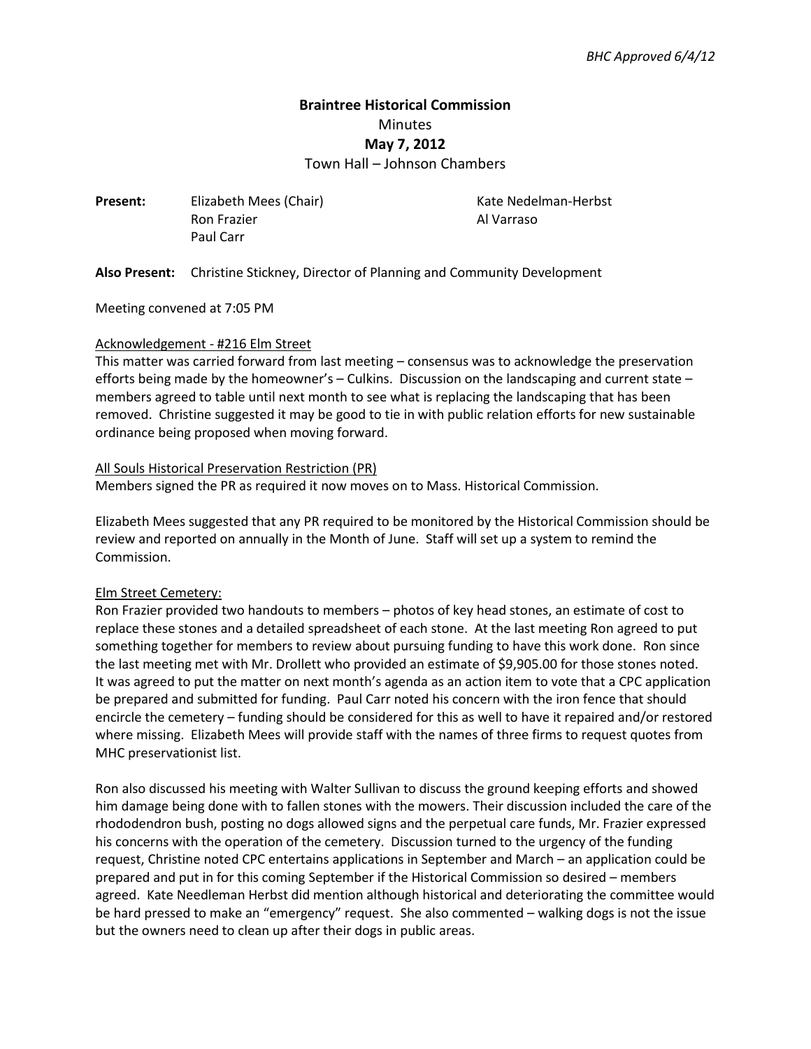*BHC Approved 6/4/12*

**Braintree Historical Commission**

Minutes

**May 7, 2012**

Town Hall – Johnson Chambers

**Present:** Elizabeth Mees (Chair), Ron Frazier, Paul Carr, Kate Nedelman-Herbst, Al Varraso

**Also Present:** Christine Stickney, Director of Planning and Community Development

Meeting convened at 7:05 PM

Acknowledgement - #216 Elm Street

This matter was carried forward from last meeting – consensus was to acknowledge the preservation efforts being made by the homeowner's – Culkins. Discussion on the landscaping and current state – members agreed to table until next month to see what is replacing the landscaping that has been removed. Christine suggested it may be good to tie in with public relation efforts for new sustainable ordinance being proposed when moving forward.

All Souls Historical Preservation Restriction (PR)

Members signed the PR as required it now moves on to Mass. Historical Commission.

Elizabeth Mees suggested that any PR required to be monitored by the Historical Commission should be review and reported on annually in the Month of June. Staff will set up a system to remind the Commission.

Elm Street Cemetery:

Ron Frazier provided two handouts to members – photos of key head stones, an estimate of cost to replace these stones and a detailed spreadsheet of each stone. At the last meeting Ron agreed to put something together for members to review about pursuing funding to have this work done. Ron since the last meeting met with Mr. Drollett who provided an estimate of $9,905.00 for those stones noted. It was agreed to put the matter on next month's agenda as an action item to vote that a CPC application be prepared and submitted for funding. Paul Carr noted his concern with the iron fence that should encircle the cemetery – funding should be considered for this as well to have it repaired and/or restored where missing. Elizabeth Mees will provide staff with the names of three firms to request quotes from MHC preservationist list.

Ron also discussed his meeting with Walter Sullivan to discuss the ground keeping efforts and showed him damage being done with to fallen stones with the mowers. Their discussion included the care of the rhododendron bush, posting no dogs allowed signs and the perpetual care funds, Mr. Frazier expressed his concerns with the operation of the cemetery. Discussion turned to the urgency of the funding request, Christine noted CPC entertains applications in September and March – an application could be prepared and put in for this coming September if the Historical Commission so desired – members agreed. Kate Needleman Herbst did mention although historical and deteriorating the committee would be hard pressed to make an "emergency" request. She also commented – walking dogs is not the issue but the owners need to clean up after their dogs in public areas.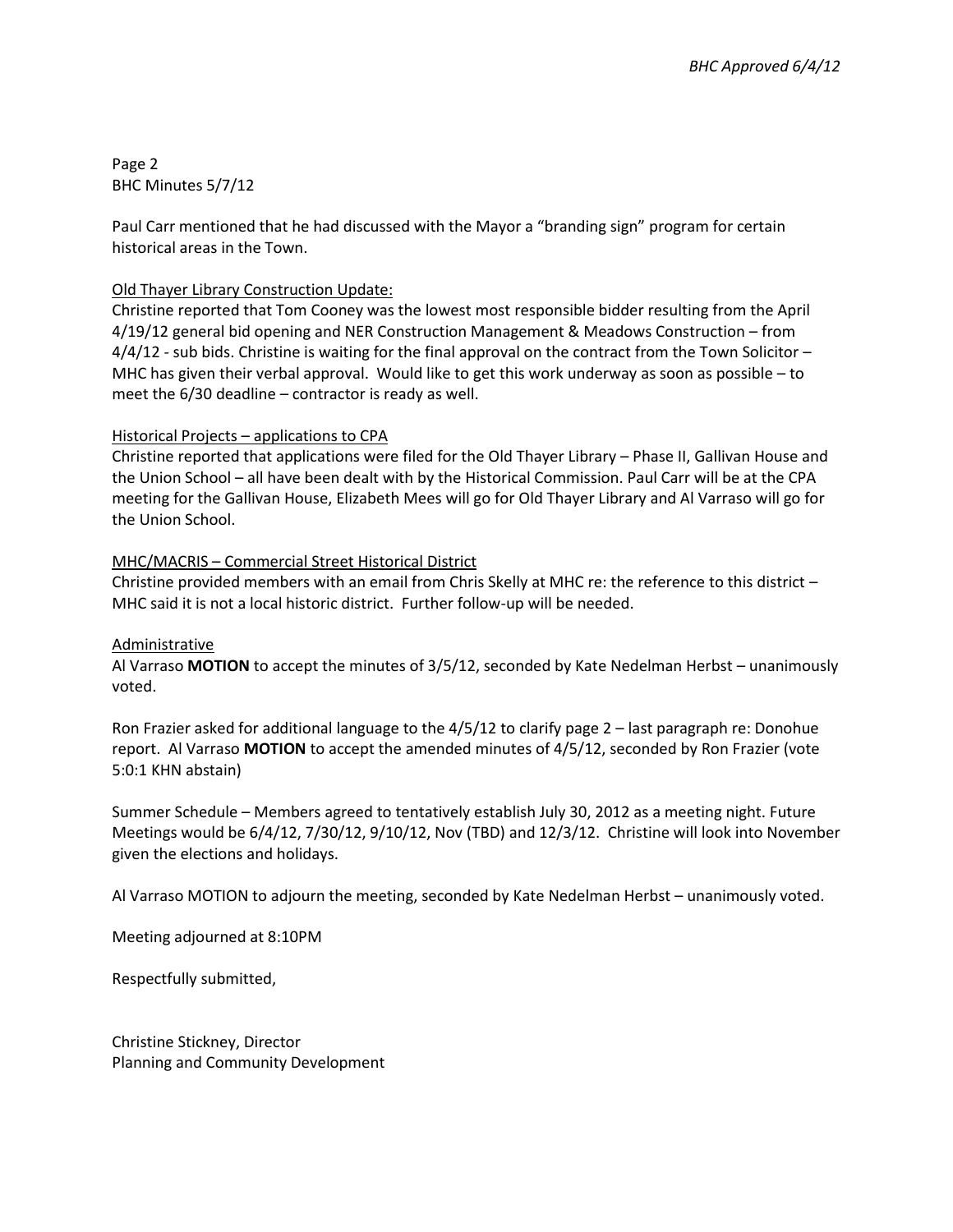Paul Carr mentioned that he had discussed with the Mayor a "branding sign" program for certain historical areas in the Town.

Old Thayer Library Construction Update:

Christine reported that Tom Cooney was the lowest most responsible bidder resulting from the April 4/19/12 general bid opening and NER Construction Management & Meadows Construction – from 4/4/12 - sub bids. Christine is waiting for the final approval on the contract from the Town Solicitor – MHC has given their verbal approval. Would like to get this work underway as soon as possible – to meet the 6/30 deadline – contractor is ready as well.

Historical Projects – applications to CPA

Christine reported that applications were filed for the Old Thayer Library – Phase II, Gallivan House and the Union School – all have been dealt with by the Historical Commission. Paul Carr will be at the CPA meeting for the Gallivan House, Elizabeth Mees will go for Old Thayer Library and Al Varraso will go for the Union School.

MHC/MACRIS – Commercial Street Historical District

Christine provided members with an email from Chris Skelly at MHC re: the reference to this district – MHC said it is not a local historic district. Further follow-up will be needed.

Administrative

Al Varraso **MOTION** to accept the minutes of 3/5/12, seconded by Kate Nedelman Herbst – unanimously voted.

Ron Frazier asked for additional language to the 4/5/12 to clarify page 2 – last paragraph re: Donohue report. Al Varraso **MOTION** to accept the amended minutes of 4/5/12, seconded by Ron Frazier (vote 5:0:1 KHN abstain)

Summer Schedule – Members agreed to tentatively establish July 30, 2012 as a meeting night. Future Meetings would be 6/4/12, 7/30/12, 9/10/12, Nov (TBD) and 12/3/12. Christine will look into November given the elections and holidays.

Al Varraso MOTION to adjourn the meeting, seconded by Kate Nedelman Herbst – unanimously voted.

Meeting adjourned at 8:10PM

Respectfully submitted,

Christine Stickney, Director
Planning and Community Development